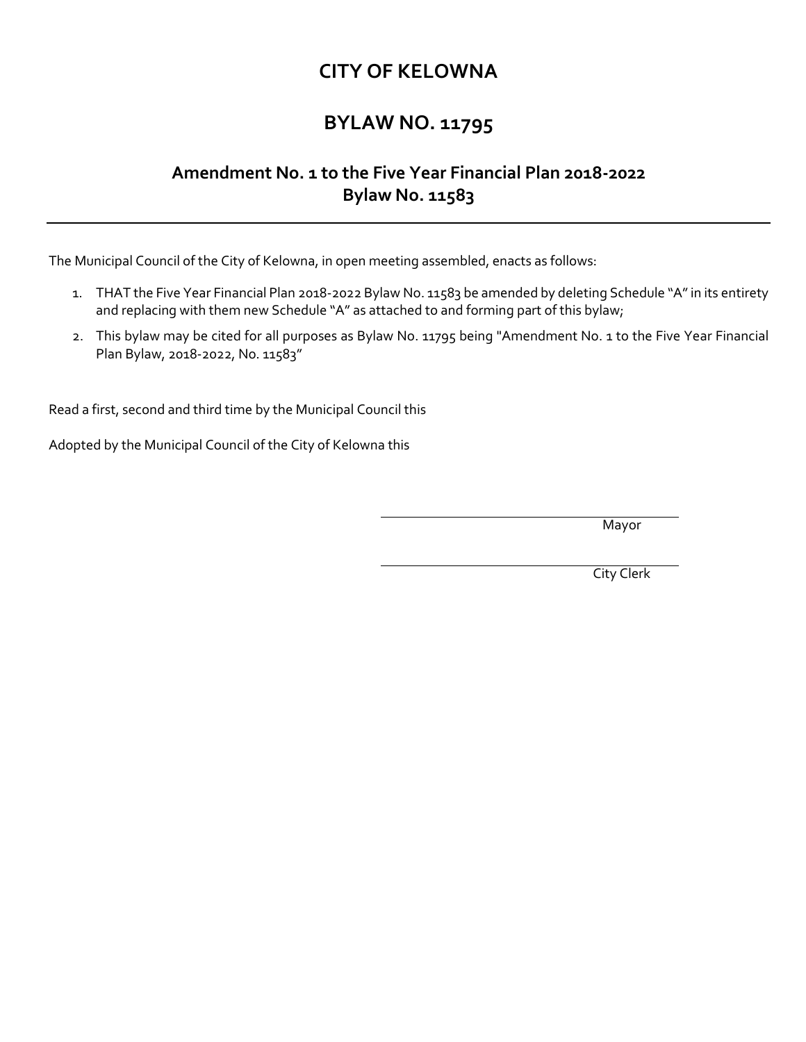# CITY OF KELOWNA

## BYLAW NO. 11795

### Amendment No. 1 to the Five Year Financial Plan 2018-2022 Bylaw No. 11583

---

The Municipal Council of the City of Kelowna, in open meeting assembled, enacts as follows:

1. THAT the Five Year Financial Plan 2018-2022 Bylaw No. 11583 be amended by deleting Schedule "A" in its entirety and replacing with them new Schedule "A" as attached to and forming part of this bylaw;
2. This bylaw may be cited for all purposes as Bylaw No. 11795 being "Amendment No. 1 to the Five Year Financial Plan Bylaw, 2018-2022, No. 11583"

Read a first, second and third time by the Municipal Council this

Adopted by the Municipal Council of the City of Kelowna this

Mayor

City Clerk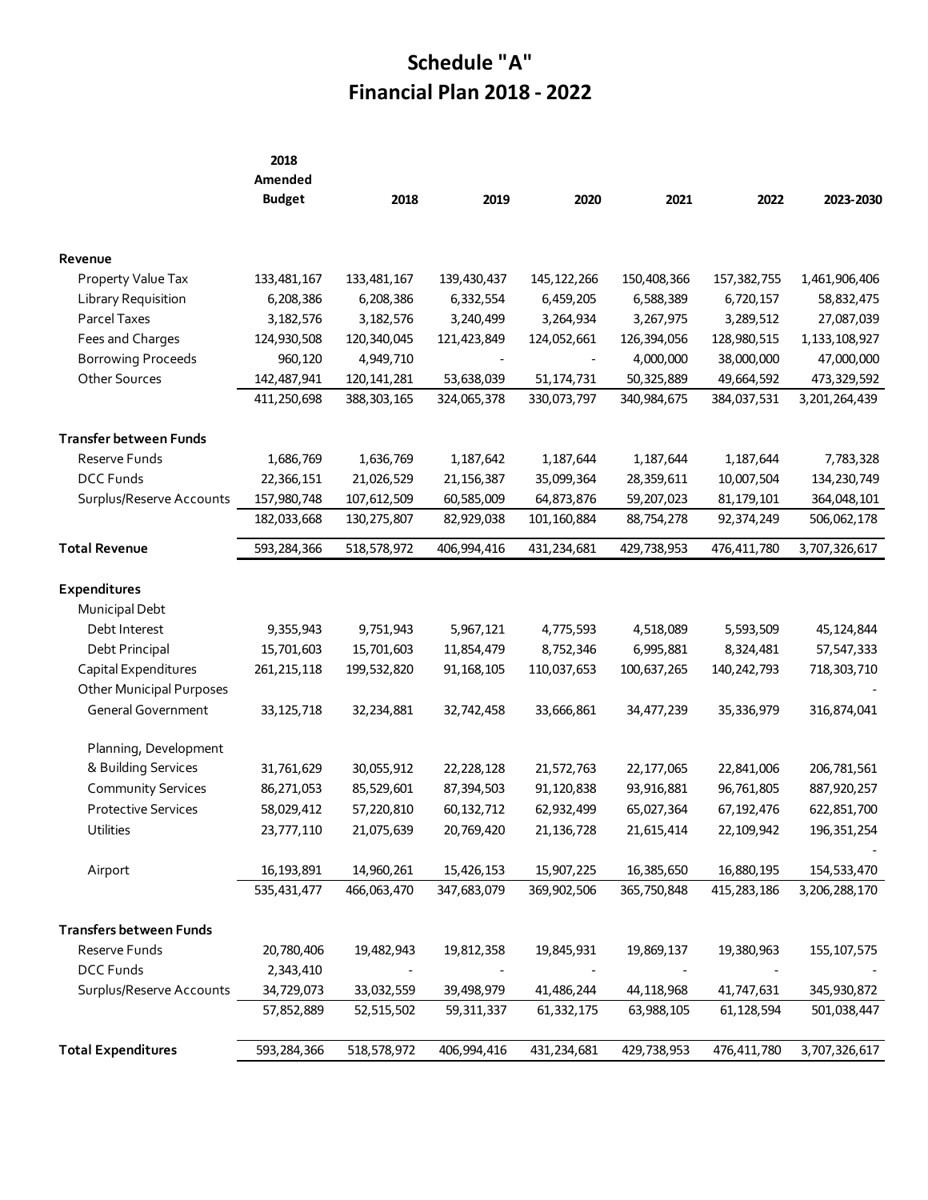# Schedule "A"
# Financial Plan 2018 - 2022

| | 2018 Amended Budget | 2018 | 2019 | 2020 | 2021 | 2022 | 2023-2030 |
|---|---|---|---|---|---|---|---|
| **Revenue** | | | | | | | |
| Property Value Tax | 133,481,167 | 133,481,167 | 139,430,437 | 145,122,266 | 150,408,366 | 157,382,755 | 1,461,906,406 |
| Library Requisition | 6,208,386 | 6,208,386 | 6,332,554 | 6,459,205 | 6,588,389 | 6,720,157 | 58,832,475 |
| Parcel Taxes | 3,182,576 | 3,182,576 | 3,240,499 | 3,264,934 | 3,267,975 | 3,289,512 | 27,087,039 |
| Fees and Charges | 124,930,508 | 120,340,045 | 121,423,849 | 124,052,661 | 126,394,056 | 128,980,515 | 1,133,108,927 |
| Borrowing Proceeds | 960,120 | 4,949,710 | - | - | 4,000,000 | 38,000,000 | 47,000,000 |
| Other Sources | 142,487,941 | 120,141,281 | 53,638,039 | 51,174,731 | 50,325,889 | 49,664,592 | 473,329,592 |
| | 411,250,698 | 388,303,165 | 324,065,378 | 330,073,797 | 340,984,675 | 384,037,531 | 3,201,264,439 |
| **Transfer between Funds** | | | | | | | |
| Reserve Funds | 1,686,769 | 1,636,769 | 1,187,642 | 1,187,644 | 1,187,644 | 1,187,644 | 7,783,328 |
| DCC Funds | 22,366,151 | 21,026,529 | 21,156,387 | 35,099,364 | 28,359,611 | 10,007,504 | 134,230,749 |
| Surplus/Reserve Accounts | 157,980,748 | 107,612,509 | 60,585,009 | 64,873,876 | 59,207,023 | 81,179,101 | 364,048,101 |
| | 182,033,668 | 130,275,807 | 82,929,038 | 101,160,884 | 88,754,278 | 92,374,249 | 506,062,178 |
| **Total Revenue** | 593,284,366 | 518,578,972 | 406,994,416 | 431,234,681 | 429,738,953 | 476,411,780 | 3,707,326,617 |
| **Expenditures** | | | | | | | |
| Municipal Debt | | | | | | | |
| Debt Interest | 9,355,943 | 9,751,943 | 5,967,121 | 4,775,593 | 4,518,089 | 5,593,509 | 45,124,844 |
| Debt Principal | 15,701,603 | 15,701,603 | 11,854,479 | 8,752,346 | 6,995,881 | 8,324,481 | 57,547,333 |
| Capital Expenditures | 261,215,118 | 199,532,820 | 91,168,105 | 110,037,653 | 100,637,265 | 140,242,793 | 718,303,710 |
| Other Municipal Purposes | | | | | | | - |
| General Government | 33,125,718 | 32,234,881 | 32,742,458 | 33,666,861 | 34,477,239 | 35,336,979 | 316,874,041 |
| Planning, Development & Building Services | 31,761,629 | 30,055,912 | 22,228,128 | 21,572,763 | 22,177,065 | 22,841,006 | 206,781,561 |
| Community Services | 86,271,053 | 85,529,601 | 87,394,503 | 91,120,838 | 93,916,881 | 96,761,805 | 887,920,257 |
| Protective Services | 58,029,412 | 57,220,810 | 60,132,712 | 62,932,499 | 65,027,364 | 67,192,476 | 622,851,700 |
| Utilities | 23,777,110 | 21,075,639 | 20,769,420 | 21,136,728 | 21,615,414 | 22,109,942 | 196,351,254 |
| | | | | | | | - |
| Airport | 16,193,891 | 14,960,261 | 15,426,153 | 15,907,225 | 16,385,650 | 16,880,195 | 154,533,470 |
| | 535,431,477 | 466,063,470 | 347,683,079 | 369,902,506 | 365,750,848 | 415,283,186 | 3,206,288,170 |
| **Transfers between Funds** | | | | | | | |
| Reserve Funds | 20,780,406 | 19,482,943 | 19,812,358 | 19,845,931 | 19,869,137 | 19,380,963 | 155,107,575 |
| DCC Funds | 2,343,410 | - | - | - | - | - | - |
| Surplus/Reserve Accounts | 34,729,073 | 33,032,559 | 39,498,979 | 41,486,244 | 44,118,968 | 41,747,631 | 345,930,872 |
| | 57,852,889 | 52,515,502 | 59,311,337 | 61,332,175 | 63,988,105 | 61,128,594 | 501,038,447 |
| **Total Expenditures** | 593,284,366 | 518,578,972 | 406,994,416 | 431,234,681 | 429,738,953 | 476,411,780 | 3,707,326,617 |